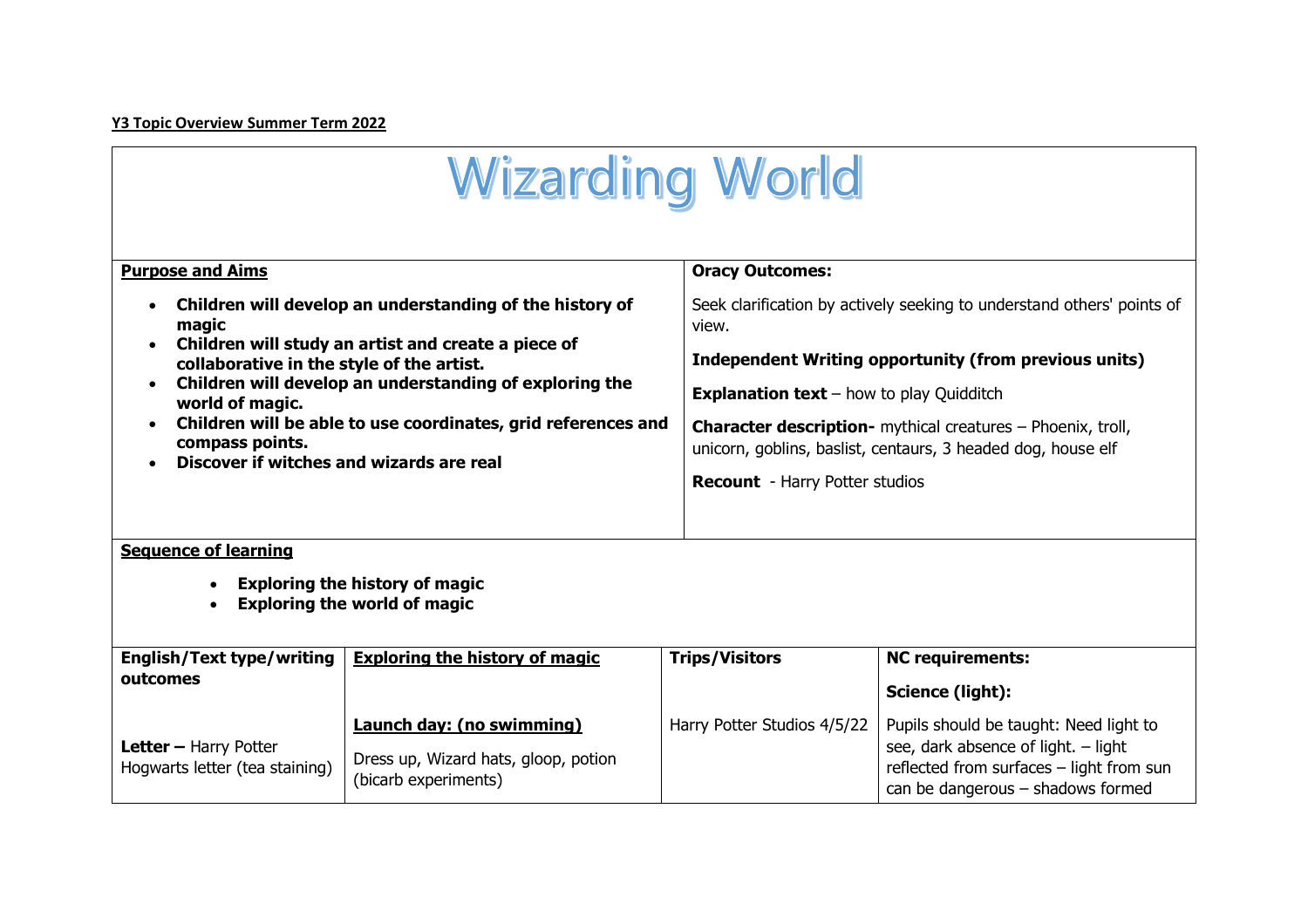**Y3 Topic Overview Summer Term 2022**

# Wizarding World

**Purpose and Aims**

- **Children will develop an understanding of the history of magic**
- **Children will study an artist and create a piece of collaborative in the style of the artist.**
- **Children will develop an understanding of exploring the world of magic.**
- **Children will be able to use coordinates, grid references and compass points.**
- **Discover if witches and wizards are real**

**Oracy Outcomes:**

Seek clarification by actively seeking to understand others' points of view.

**Independent Writing opportunity (from previous units)**

**Explanation text** – how to play Quidditch

**Character description-** mythical creatures – Phoenix, troll, unicorn, goblins, baslist, centaurs, 3 headed dog, house elf

**Recount** - Harry Potter studios

**Sequence of learning**

- **Exploring the history of magic**
- **Exploring the world of magic**

| **English/Text type/writing outcomes** | **Exploring the history of magic** | **Trips/Visitors** | **NC requirements:**<br><br>**Science (light):** |
|---|---|---|---|
| **Letter –** Harry Potter Hogwarts letter (tea staining) | **Launch day: (no swimming)**<br><br>Dress up, Wizard hats, gloop, potion (bicarb experiments) | Harry Potter Studios 4/5/22 | Pupils should be taught: Need light to see, dark absence of light. – light reflected from surfaces – light from sun can be dangerous – shadows formed |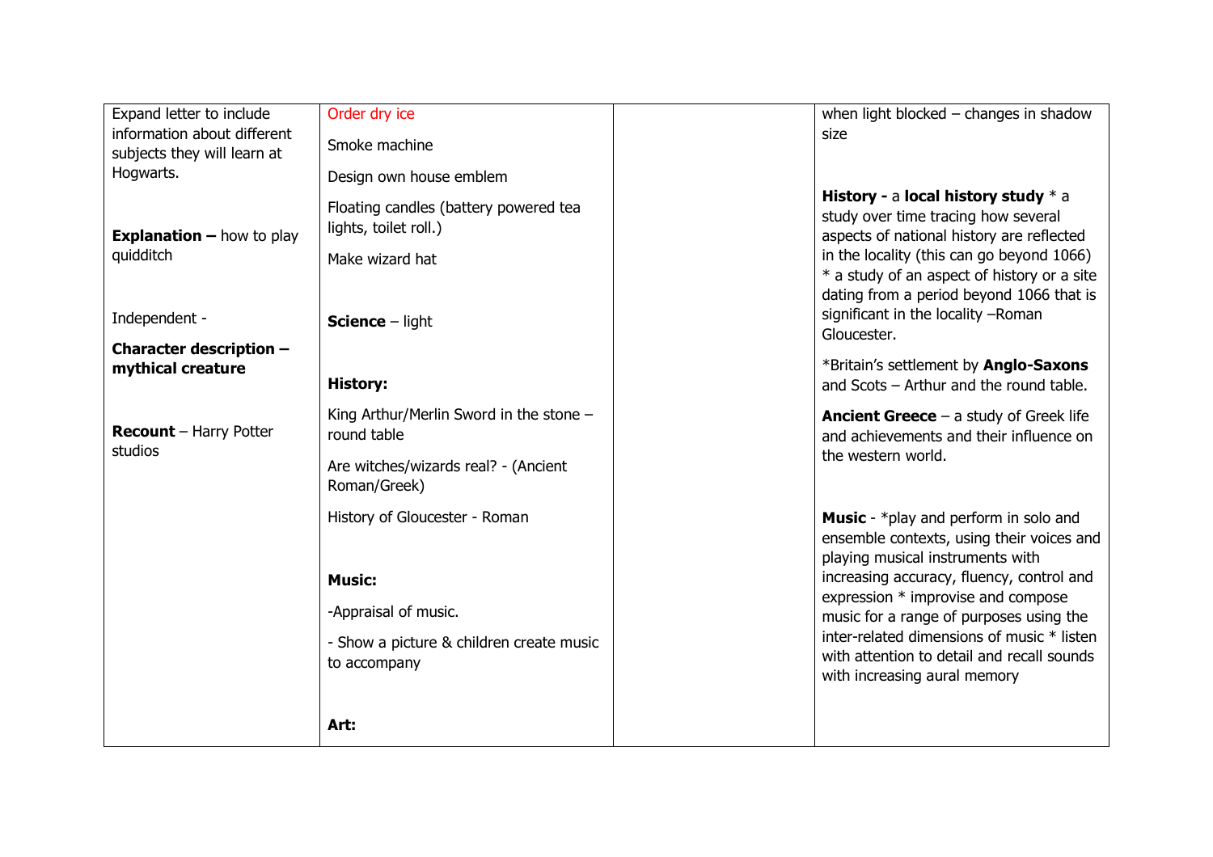| | | | |
|---|---|---|---|
| Expand letter to include information about different subjects they will learn at Hogwarts.<br><br>**Explanation –** how to play quidditch<br><br>Independent -<br><br>**Character description – mythical creature**<br><br>**Recount** – Harry Potter studios | Order dry ice<br><br>Smoke machine<br><br>Design own house emblem<br><br>Floating candles (battery powered tea lights, toilet roll.)<br><br>Make wizard hat<br><br>**Science** – light<br><br>**History:**<br><br>King Arthur/Merlin Sword in the stone – round table<br><br>Are witches/wizards real? - (Ancient Roman/Greek)<br><br>History of Gloucester - Roman<br><br>**Music:**<br><br>-Appraisal of music.<br><br>- Show a picture & children create music to accompany<br><br>**Art:** | | when light blocked – changes in shadow size<br><br>**History -** a **local history study** * a study over time tracing how several aspects of national history are reflected in the locality (this can go beyond 1066) * a study of an aspect of history or a site dating from a period beyond 1066 that is significant in the locality –Roman Gloucester.<br><br>*Britain's settlement by **Anglo-Saxons** and Scots – Arthur and the round table.<br><br>**Ancient Greece** – a study of Greek life and achievements and their influence on the western world.<br><br>**Music** - *play and perform in solo and ensemble contexts, using their voices and playing musical instruments with increasing accuracy, fluency, control and expression * improvise and compose music for a range of purposes using the inter-related dimensions of music * listen with attention to detail and recall sounds with increasing aural memory |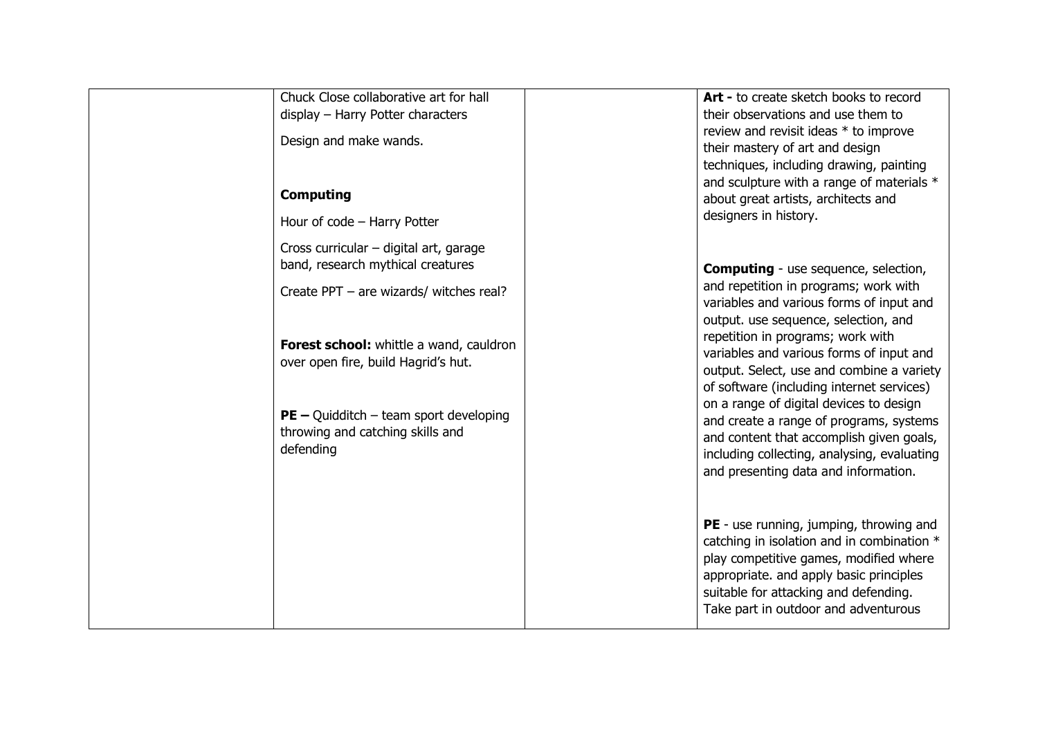| | | | |
|---|---|---|---|
| | Chuck Close collaborative art for hall display – Harry Potter characters<br><br>Design and make wands.<br><br>**Computing**<br><br>Hour of code – Harry Potter<br><br>Cross curricular – digital art, garage band, research mythical creatures<br><br>Create PPT – are wizards/ witches real?<br><br>**Forest school:** whittle a wand, cauldron over open fire, build Hagrid's hut.<br><br>**PE –** Quidditch – team sport developing throwing and catching skills and defending | | **Art -** to create sketch books to record their observations and use them to review and revisit ideas * to improve their mastery of art and design techniques, including drawing, painting and sculpture with a range of materials * about great artists, architects and designers in history.<br><br>**Computing** - use sequence, selection, and repetition in programs; work with variables and various forms of input and output. use sequence, selection, and repetition in programs; work with variables and various forms of input and output. Select, use and combine a variety of software (including internet services) on a range of digital devices to design and create a range of programs, systems and content that accomplish given goals, including collecting, analysing, evaluating and presenting data and information.<br><br>**PE** - use running, jumping, throwing and catching in isolation and in combination * play competitive games, modified where appropriate. and apply basic principles suitable for attacking and defending. Take part in outdoor and adventurous |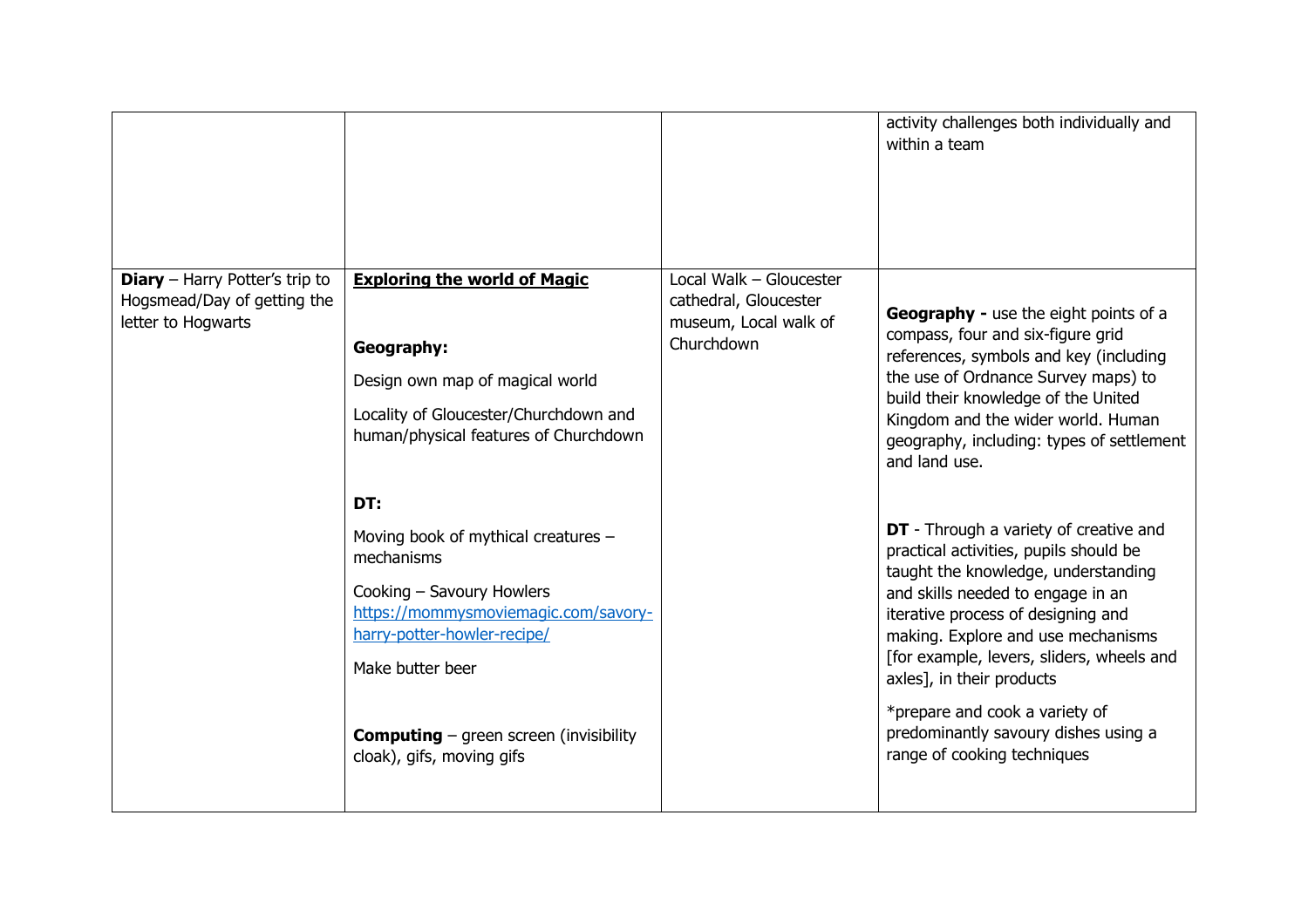|  |  |  |  |
|---|---|---|---|
|  |  |  | activity challenges both individually and within a team |
| **Diary** – Harry Potter's trip to Hogsmead/Day of getting the letter to Hogwarts | **Exploring the world of Magic**<br><br>**Geography:**<br>Design own map of magical world<br>Locality of Gloucester/Churchdown and human/physical features of Churchdown<br><br>**DT:**<br>Moving book of mythical creatures – mechanisms<br>Cooking – Savoury Howlers https://mommysmoviemagic.com/savory-harry-potter-howler-recipe/<br>Make butter beer<br><br>**Computing** – green screen (invisibility cloak), gifs, moving gifs | Local Walk – Gloucester cathedral, Gloucester museum, Local walk of Churchdown | **Geography -** use the eight points of a compass, four and six-figure grid references, symbols and key (including the use of Ordnance Survey maps) to build their knowledge of the United Kingdom and the wider world. Human geography, including: types of settlement and land use.<br><br>**DT** - Through a variety of creative and practical activities, pupils should be taught the knowledge, understanding and skills needed to engage in an iterative process of designing and making. Explore and use mechanisms [for example, levers, sliders, wheels and axles], in their products<br>*prepare and cook a variety of predominantly savoury dishes using a range of cooking techniques |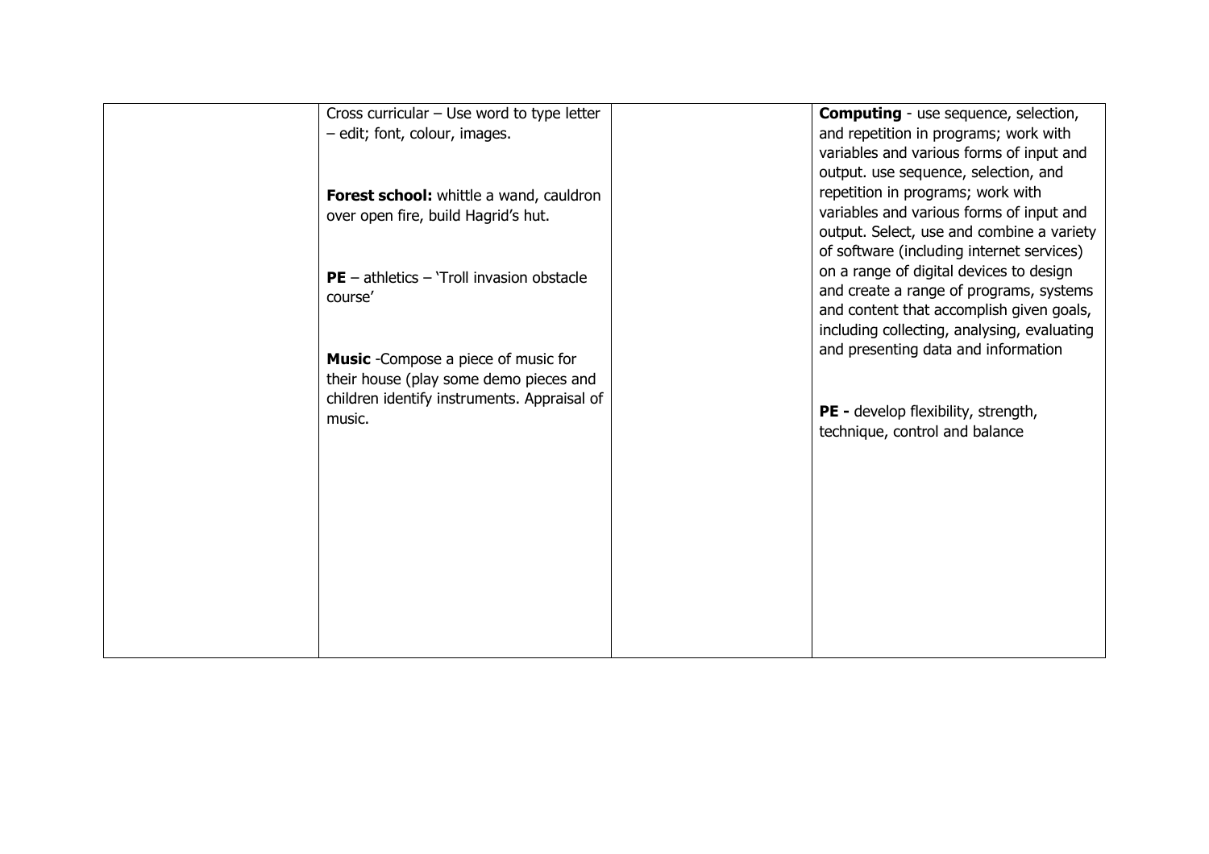| | | | |
|---|---|---|---|
| | Cross curricular – Use word to type letter – edit; font, colour, images.<br><br>**Forest school:** whittle a wand, cauldron over open fire, build Hagrid's hut.<br><br>**PE** – athletics – 'Troll invasion obstacle course'<br><br>**Music** -Compose a piece of music for their house (play some demo pieces and children identify instruments. Appraisal of music. | | **Computing** - use sequence, selection, and repetition in programs; work with variables and various forms of input and output. use sequence, selection, and repetition in programs; work with variables and various forms of input and output. Select, use and combine a variety of software (including internet services) on a range of digital devices to design and create a range of programs, systems and content that accomplish given goals, including collecting, analysing, evaluating and presenting data and information<br><br>**PE -** develop flexibility, strength, technique, control and balance |